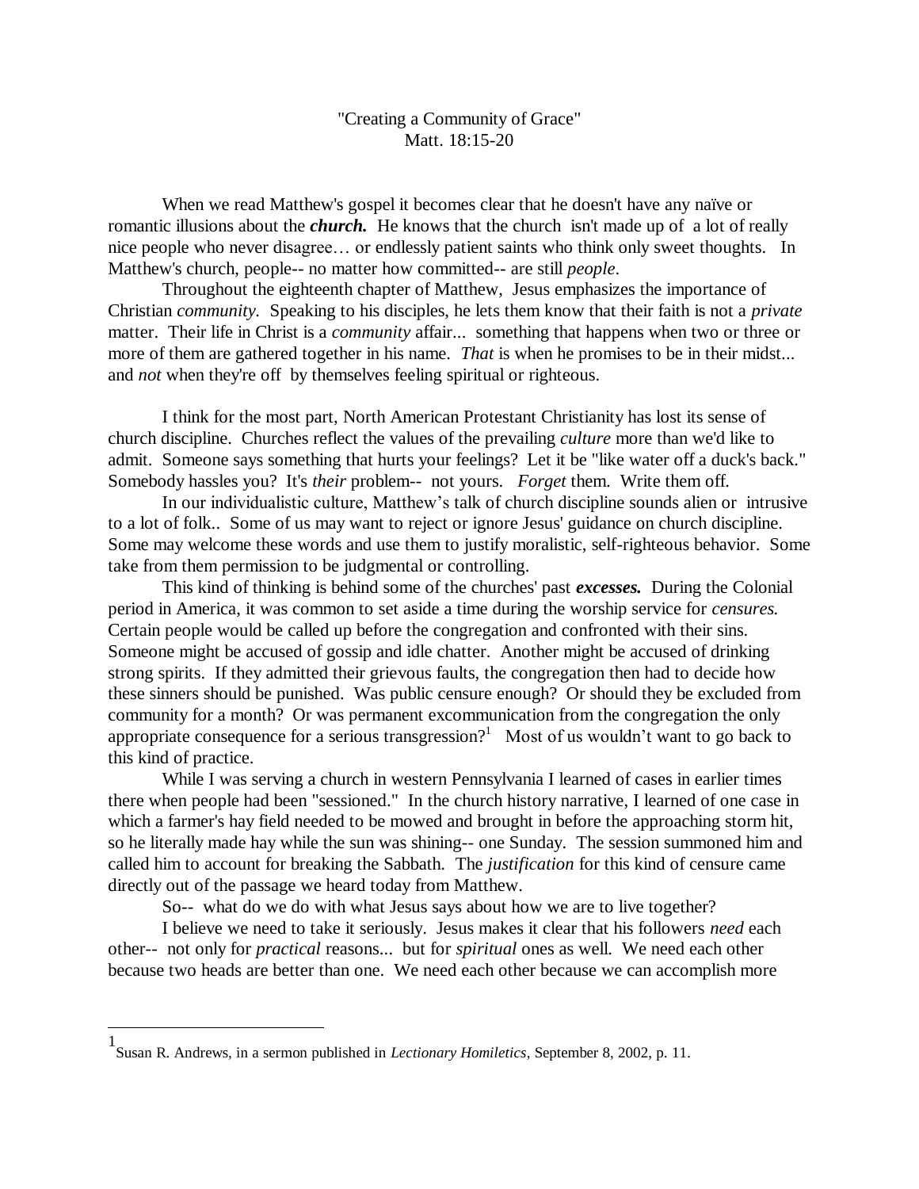"Creating a Community of Grace"
Matt. 18:15-20

When we read Matthew's gospel it becomes clear that he doesn't have any naïve or romantic illusions about the ***church.*** He knows that the church isn't made up of a lot of really nice people who never disagree… or endlessly patient saints who think only sweet thoughts. In Matthew's church, people-- no matter how committed-- are still *people*.

Throughout the eighteenth chapter of Matthew, Jesus emphasizes the importance of Christian *community*. Speaking to his disciples, he lets them know that their faith is not a *private* matter. Their life in Christ is a *community* affair... something that happens when two or three or more of them are gathered together in his name. *That* is when he promises to be in their midst... and *not* when they're off by themselves feeling spiritual or righteous.

I think for the most part, North American Protestant Christianity has lost its sense of church discipline. Churches reflect the values of the prevailing *culture* more than we'd like to admit. Someone says something that hurts your feelings? Let it be "like water off a duck's back." Somebody hassles you? It's *their* problem-- not yours. *Forget* them. Write them off.

In our individualistic culture, Matthew's talk of church discipline sounds alien or intrusive to a lot of folk.. Some of us may want to reject or ignore Jesus' guidance on church discipline. Some may welcome these words and use them to justify moralistic, self-righteous behavior. Some take from them permission to be judgmental or controlling.

This kind of thinking is behind some of the churches' past ***excesses.*** During the Colonial period in America, it was common to set aside a time during the worship service for *censures.* Certain people would be called up before the congregation and confronted with their sins. Someone might be accused of gossip and idle chatter. Another might be accused of drinking strong spirits. If they admitted their grievous faults, the congregation then had to decide how these sinners should be punished. Was public censure enough? Or should they be excluded from community for a month? Or was permanent excommunication from the congregation the only appropriate consequence for a serious transgression?[1] Most of us wouldn't want to go back to this kind of practice.

While I was serving a church in western Pennsylvania I learned of cases in earlier times there when people had been "sessioned." In the church history narrative, I learned of one case in which a farmer's hay field needed to be mowed and brought in before the approaching storm hit, so he literally made hay while the sun was shining-- one Sunday. The session summoned him and called him to account for breaking the Sabbath. The *justification* for this kind of censure came directly out of the passage we heard today from Matthew.

So-- what do we do with what Jesus says about how we are to live together?

I believe we need to take it seriously. Jesus makes it clear that his followers *need* each other-- not only for *practical* reasons... but for *spiritual* ones as well. We need each other because two heads are better than one. We need each other because we can accomplish more

---

[1] Susan R. Andrews, in a sermon published in *Lectionary Homiletics*, September 8, 2002, p. 11.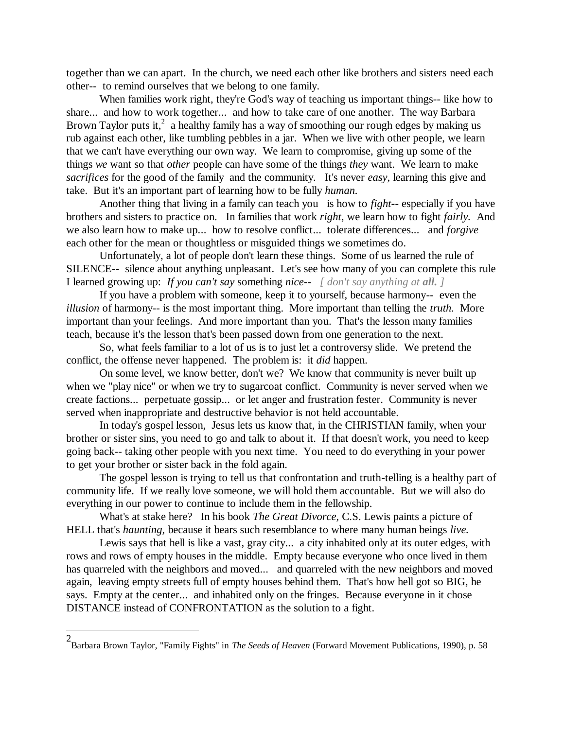together than we can apart. In the church, we need each other like brothers and sisters need each other-- to remind ourselves that we belong to one family.

When families work right, they're God's way of teaching us important things-- like how to share... and how to work together... and how to take care of one another. The way Barbara Brown Taylor puts it,[2] a healthy family has a way of smoothing our rough edges by making us rub against each other, like tumbling pebbles in a jar. When we live with other people, we learn that we can't have everything our own way. We learn to compromise, giving up some of the things *we* want so that *other* people can have some of the things *they* want. We learn to make *sacrifices* for the good of the family and the community. It's never *easy*, learning this give and take. But it's an important part of learning how to be fully *human.*

Another thing that living in a family can teach you is how to *fight*-- especially if you have brothers and sisters to practice on. In families that work *right*, we learn how to fight *fairly.* And we also learn how to make up... how to resolve conflict... tolerate differences... and *forgive* each other for the mean or thoughtless or misguided things we sometimes do.

Unfortunately, a lot of people don't learn these things. Some of us learned the rule of SILENCE-- silence about anything unpleasant. Let's see how many of you can complete this rule I learned growing up: *If you can't say* something *nice*-- *[ don't say anything at **all.** ]*

If you have a problem with someone, keep it to yourself, because harmony-- even the *illusion* of harmony-- is the most important thing. More important than telling the *truth.* More important than your feelings. And more important than you. That's the lesson many families teach, because it's the lesson that's been passed down from one generation to the next.

So, what feels familiar to a lot of us is to just let a controversy slide. We pretend the conflict, the offense never happened. The problem is: it *did* happen.

On some level, we know better, don't we? We know that community is never built up when we "play nice" or when we try to sugarcoat conflict. Community is never served when we create factions... perpetuate gossip... or let anger and frustration fester. Community is never served when inappropriate and destructive behavior is not held accountable.

In today's gospel lesson, Jesus lets us know that, in the CHRISTIAN family, when your brother or sister sins, you need to go and talk to about it. If that doesn't work, you need to keep going back-- taking other people with you next time. You need to do everything in your power to get your brother or sister back in the fold again.

The gospel lesson is trying to tell us that confrontation and truth-telling is a healthy part of community life. If we really love someone, we will hold them accountable. But we will also do everything in our power to continue to include them in the fellowship.

What's at stake here? In his book *The Great Divorce,* C.S. Lewis paints a picture of HELL that's *haunting,* because it bears such resemblance to where many human beings *live.*

Lewis says that hell is like a vast, gray city... a city inhabited only at its outer edges, with rows and rows of empty houses in the middle. Empty because everyone who once lived in them has quarreled with the neighbors and moved... and quarreled with the new neighbors and moved again, leaving empty streets full of empty houses behind them. That's how hell got so BIG, he says. Empty at the center... and inhabited only on the fringes. Because everyone in it chose DISTANCE instead of CONFRONTATION as the solution to a fight.

---

[2] Barbara Brown Taylor, "Family Fights" in *The Seeds of Heaven* (Forward Movement Publications, 1990), p. 58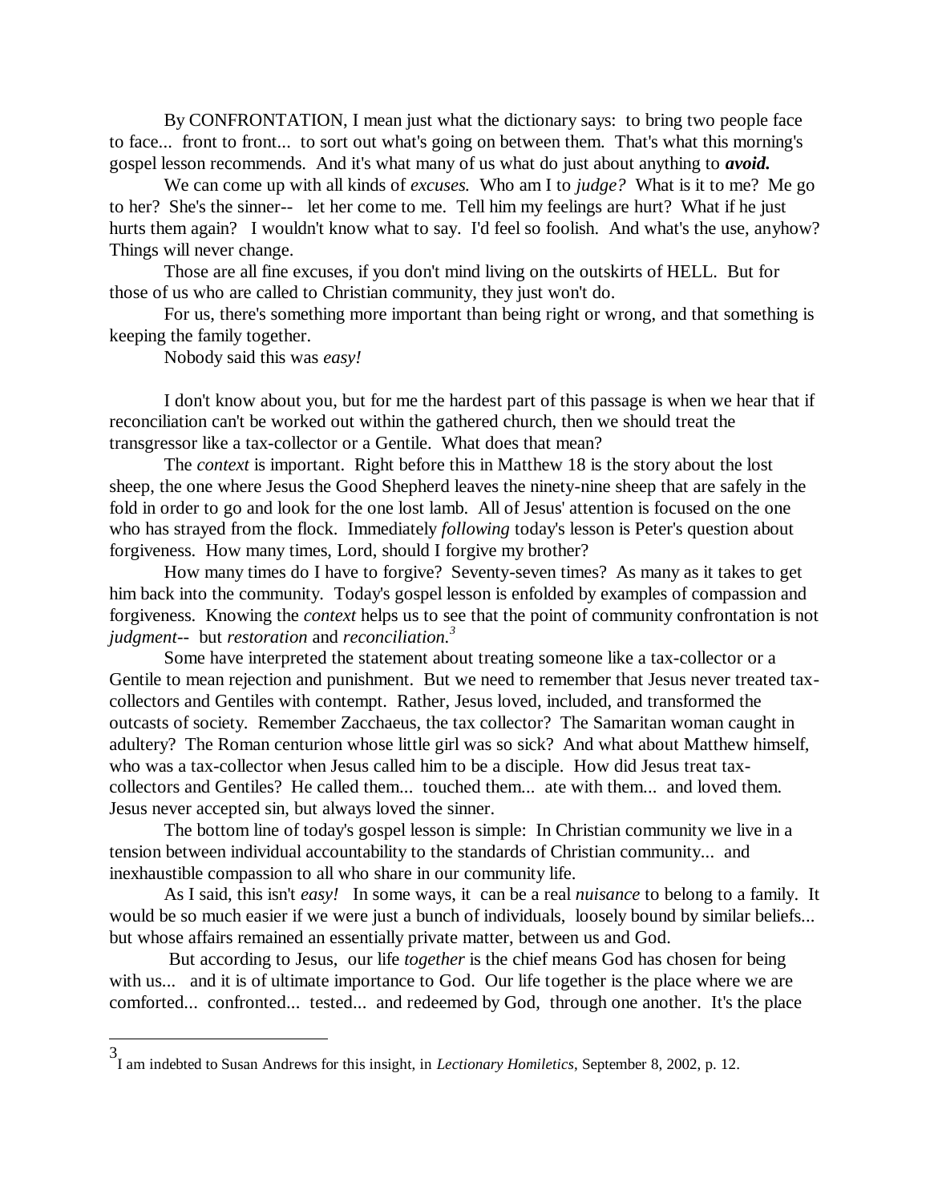By CONFRONTATION, I mean just what the dictionary says: to bring two people face to face... front to front... to sort out what's going on between them. That's what this morning's gospel lesson recommends. And it's what many of us what do just about anything to ***avoid.***

We can come up with all kinds of *excuses.* Who am I to *judge?* What is it to me? Me go to her? She's the sinner-- let her come to me. Tell him my feelings are hurt? What if he just hurts them again? I wouldn't know what to say. I'd feel so foolish. And what's the use, anyhow? Things will never change.

Those are all fine excuses, if you don't mind living on the outskirts of HELL. But for those of us who are called to Christian community, they just won't do.

For us, there's something more important than being right or wrong, and that something is keeping the family together.

Nobody said this was *easy!*

I don't know about you, but for me the hardest part of this passage is when we hear that if reconciliation can't be worked out within the gathered church, then we should treat the transgressor like a tax-collector or a Gentile. What does that mean?

The *context* is important. Right before this in Matthew 18 is the story about the lost sheep, the one where Jesus the Good Shepherd leaves the ninety-nine sheep that are safely in the fold in order to go and look for the one lost lamb. All of Jesus' attention is focused on the one who has strayed from the flock. Immediately *following* today's lesson is Peter's question about forgiveness. How many times, Lord, should I forgive my brother?

How many times do I have to forgive? Seventy-seven times? As many as it takes to get him back into the community. Today's gospel lesson is enfolded by examples of compassion and forgiveness. Knowing the *context* helps us to see that the point of community confrontation is not *judgment--* but *restoration* and *reconciliation.*[3]

Some have interpreted the statement about treating someone like a tax-collector or a Gentile to mean rejection and punishment. But we need to remember that Jesus never treated tax-collectors and Gentiles with contempt. Rather, Jesus loved, included, and transformed the outcasts of society. Remember Zacchaeus, the tax collector? The Samaritan woman caught in adultery? The Roman centurion whose little girl was so sick? And what about Matthew himself, who was a tax-collector when Jesus called him to be a disciple. How did Jesus treat tax-collectors and Gentiles? He called them... touched them... ate with them... and loved them. Jesus never accepted sin, but always loved the sinner.

The bottom line of today's gospel lesson is simple: In Christian community we live in a tension between individual accountability to the standards of Christian community... and inexhaustible compassion to all who share in our community life.

As I said, this isn't *easy!* In some ways, it can be a real *nuisance* to belong to a family. It would be so much easier if we were just a bunch of individuals, loosely bound by similar beliefs... but whose affairs remained an essentially private matter, between us and God.

But according to Jesus, our life *together* is the chief means God has chosen for being with us... and it is of ultimate importance to God. Our life together is the place where we are comforted... confronted... tested... and redeemed by God, through one another. It's the place

---

[3] I am indebted to Susan Andrews for this insight, in *Lectionary Homiletics*, September 8, 2002, p. 12.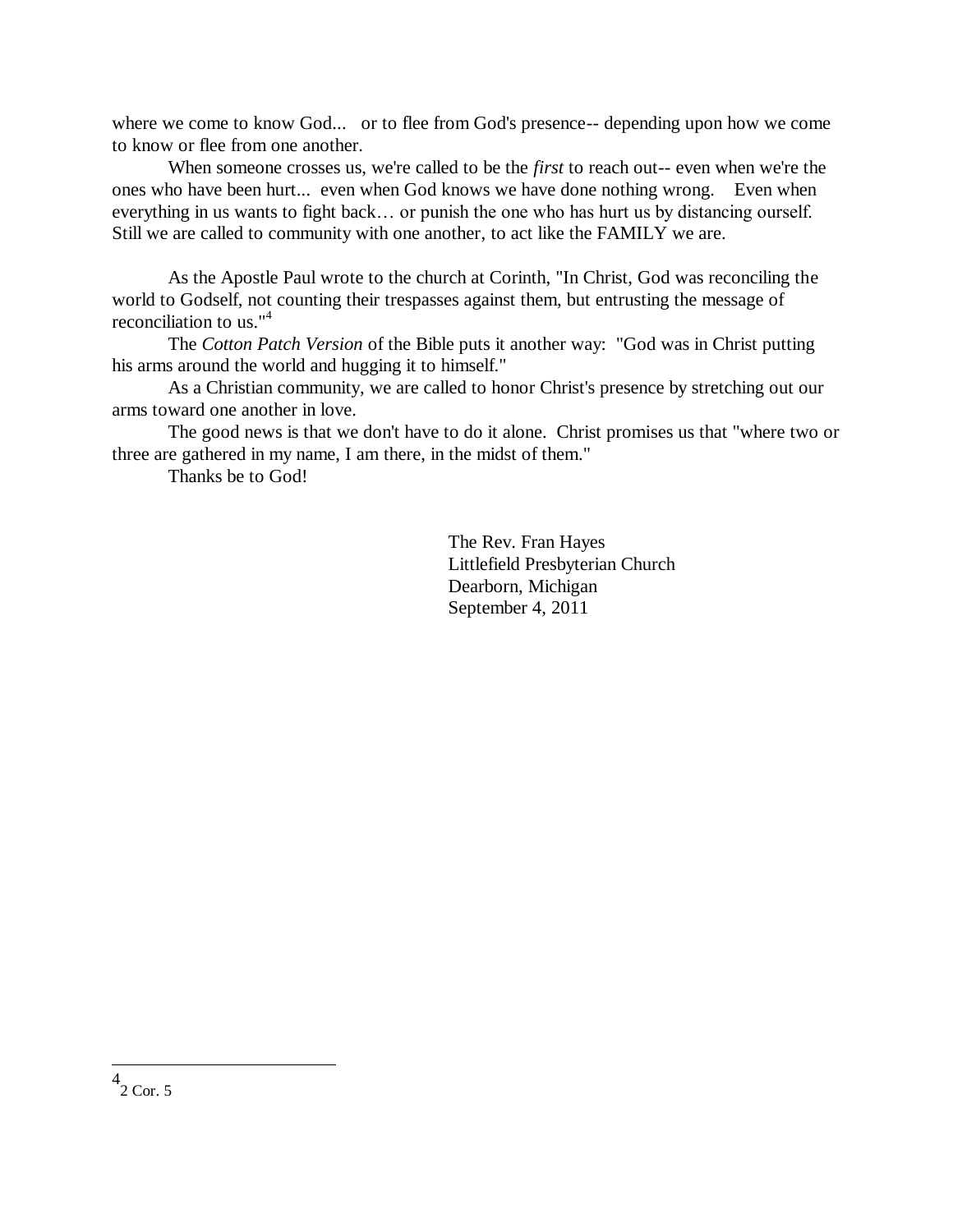where we come to know God... or to flee from God's presence-- depending upon how we come to know or flee from one another.

When someone crosses us, we're called to be the *first* to reach out-- even when we're the ones who have been hurt... even when God knows we have done nothing wrong. Even when everything in us wants to fight back… or punish the one who has hurt us by distancing ourself. Still we are called to community with one another, to act like the FAMILY we are.

As the Apostle Paul wrote to the church at Corinth, "In Christ, God was reconciling the world to Godself, not counting their trespasses against them, but entrusting the message of reconciliation to us."[4]

The *Cotton Patch Version* of the Bible puts it another way: "God was in Christ putting his arms around the world and hugging it to himself."

As a Christian community, we are called to honor Christ's presence by stretching out our arms toward one another in love.

The good news is that we don't have to do it alone. Christ promises us that "where two or three are gathered in my name, I am there, in the midst of them."

Thanks be to God!

The Rev. Fran Hayes
Littlefield Presbyterian Church
Dearborn, Michigan
September 4, 2011

---

[4] 2 Cor. 5